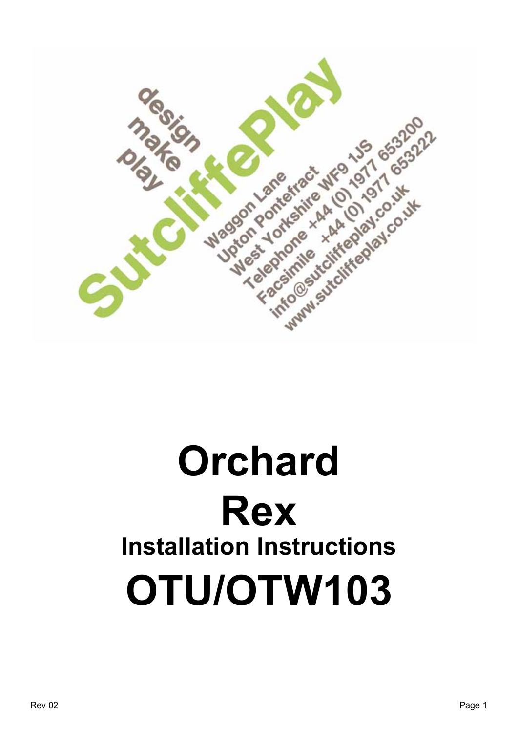design
make
play

SutcliffePlay

Waggon Lane
Upton Pontefract
West Yorkshire WF9 1JS
Telephone +44 (0) 1977 653200
Facsimile +44 (0) 1977 653222
info@sutcliffeplay.co.uk
www.sutcliffeplay.co.uk

# Orchard
# Rex
## Installation Instructions
# OTU/OTW103

Rev 02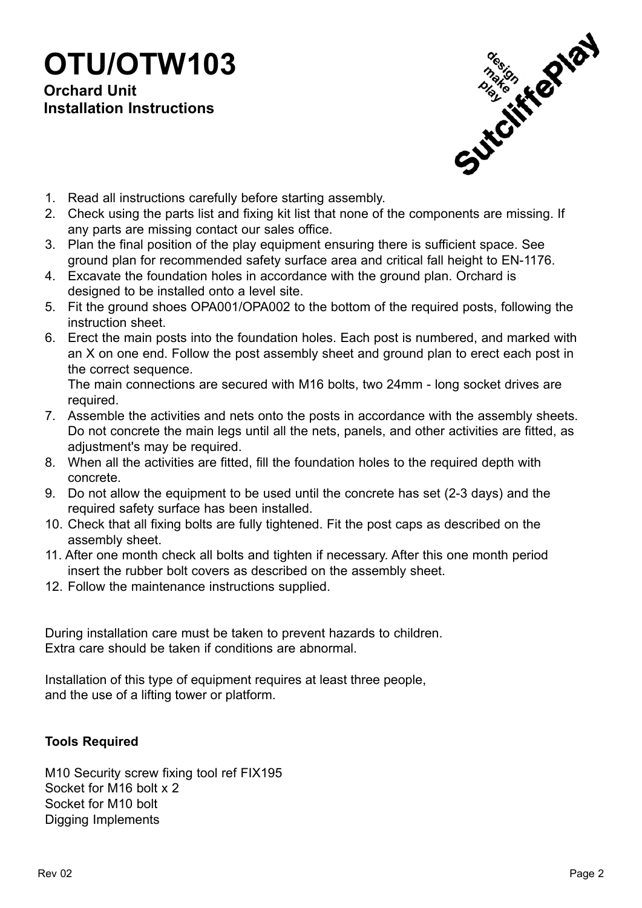# OTU/OTW103

**Orchard Unit**
**Installation Instructions**

1. Read all instructions carefully before starting assembly.
2. Check using the parts list and fixing kit list that none of the components are missing. If any parts are missing contact our sales office.
3. Plan the final position of the play equipment ensuring there is sufficient space. See ground plan for recommended safety surface area and critical fall height to EN-1176.
4. Excavate the foundation holes in accordance with the ground plan. Orchard is designed to be installed onto a level site.
5. Fit the ground shoes OPA001/OPA002 to the bottom of the required posts, following the instruction sheet.
6. Erect the main posts into the foundation holes. Each post is numbered, and marked with an X on one end. Follow the post assembly sheet and ground plan to erect each post in the correct sequence.
   The main connections are secured with M16 bolts, two 24mm - long socket drives are required.
7. Assemble the activities and nets onto the posts in accordance with the assembly sheets. Do not concrete the main legs until all the nets, panels, and other activities are fitted, as adjustment's may be required.
8. When all the activities are fitted, fill the foundation holes to the required depth with concrete.
9. Do not allow the equipment to be used until the concrete has set (2-3 days) and the required safety surface has been installed.
10. Check that all fixing bolts are fully tightened. Fit the post caps as described on the assembly sheet.
11. After one month check all bolts and tighten if necessary. After this one month period insert the rubber bolt covers as described on the assembly sheet.
12. Follow the maintenance instructions supplied.

During installation care must be taken to prevent hazards to children.
Extra care should be taken if conditions are abnormal.

Installation of this type of equipment requires at least three people,
and the use of a lifting tower or platform.

**Tools Required**

M10 Security screw fixing tool ref FIX195
Socket for M16 bolt x 2
Socket for M10 bolt
Digging Implements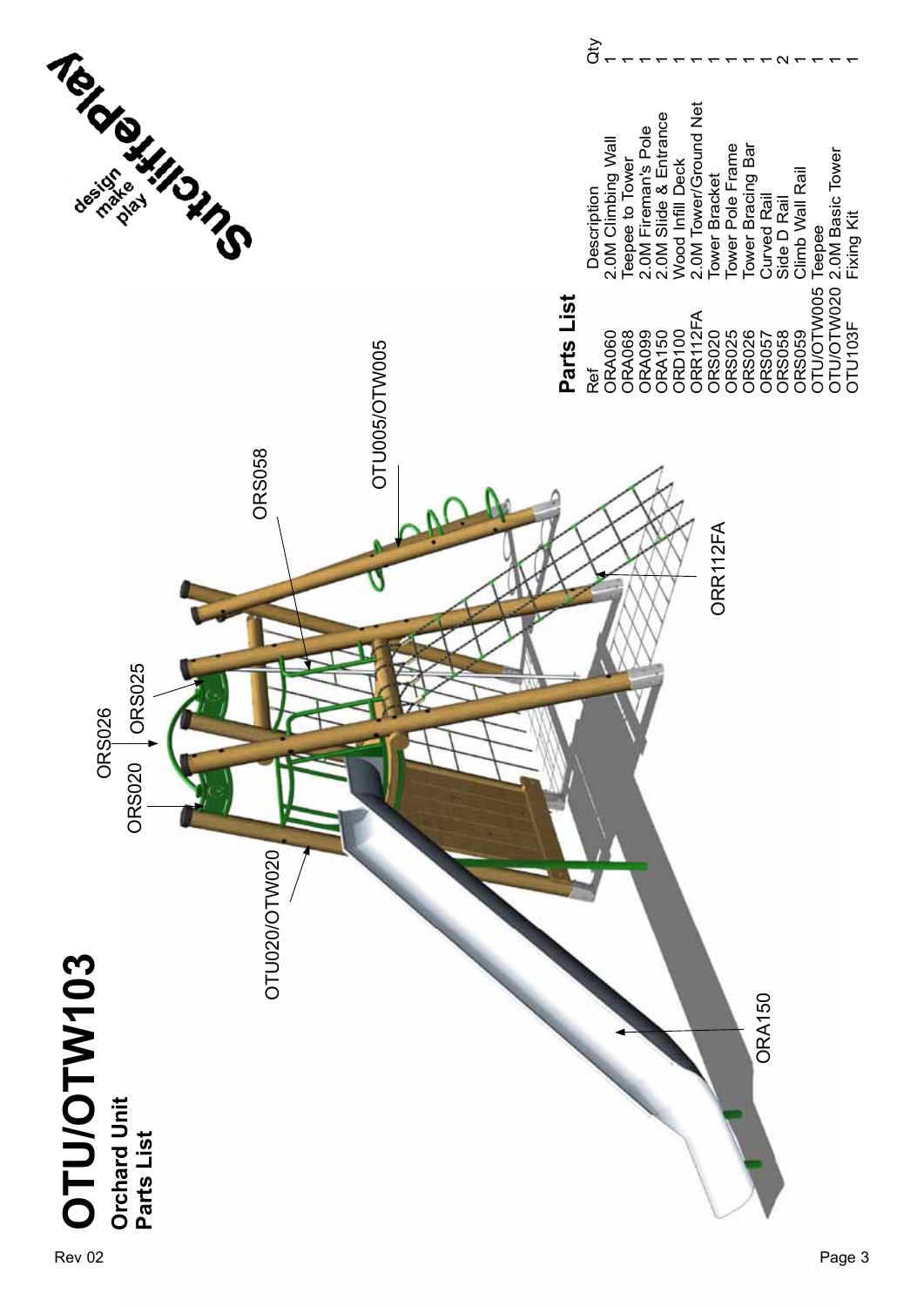# OTU/OTW103

**Orchard Unit**
**Parts List**

Rev 02

design make play

Sutcliffeplay

ORS026

ORS020 ORS025

ORS058

OTU005/OTW005

OTU020/OTW020

ORR112FA

ORA150

## Parts List

| Ref | Description | Qty |
|---|---|---|
| ORA060 | 2.0M Climbing Wall | 1 |
| ORA068 | Teepee to Tower | 1 |
| ORA099 | 2.0M Fireman's Pole | 1 |
| ORA150 | 2.0M Slide & Entrance | 1 |
| ORD100 | Wood Infill Deck | 1 |
| ORR112FA | 2.0M Tower/Ground Net | 1 |
| ORS020 | Tower Bracket | 1 |
| ORS025 | Tower Pole Frame | 1 |
| ORS026 | Tower Bracing Bar | 1 |
| ORS057 | Curved Rail | 1 |
| ORS058 | Side D Rail | 2 |
| ORS059 | Climb Wall Rail | 1 |
| OTU/OTW005 | Teepee | 1 |
| OTU/OTW020 | 2.0M Basic Tower | 1 |
| OTU103F | Fixing Kit | 1 |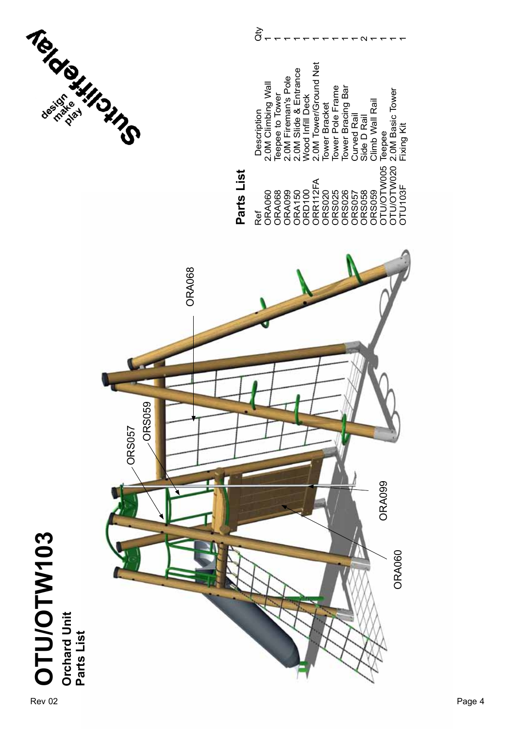# OTU/OTW103

**Orchard Unit**
**Parts List**

ORA068

ORS057

ORS059

ORA099

ORA060

## Parts List

| Ref | Description | Qty |
|---|---|---|
| ORA060 | 2.0M Climbing Wall | 1 |
| ORA068 | Teepee to Tower | 1 |
| ORA099 | 2.0M Fireman's Pole | 1 |
| ORA150 | 2.0M Slide & Entrance | 1 |
| ORD100 | Wood Infill Deck | 1 |
| ORR112FA | 2.0M Tower/Ground Net | 1 |
| ORS020 | Tower Bracket | 1 |
| ORS025 | Tower Pole Frame | 1 |
| ORS026 | Tower Bracing Bar | 1 |
| ORS057 | Curved Rail | 1 |
| ORS058 | Side D Rail | 2 |
| ORS059 | Climb Wall Rail | 1 |
| OTU/OTW005 | Teepee | 1 |
| OTU/OTW020 | 2.0M Basic Tower | 1 |
| OTU103F | Fixing Kit | 1 |

Rev 02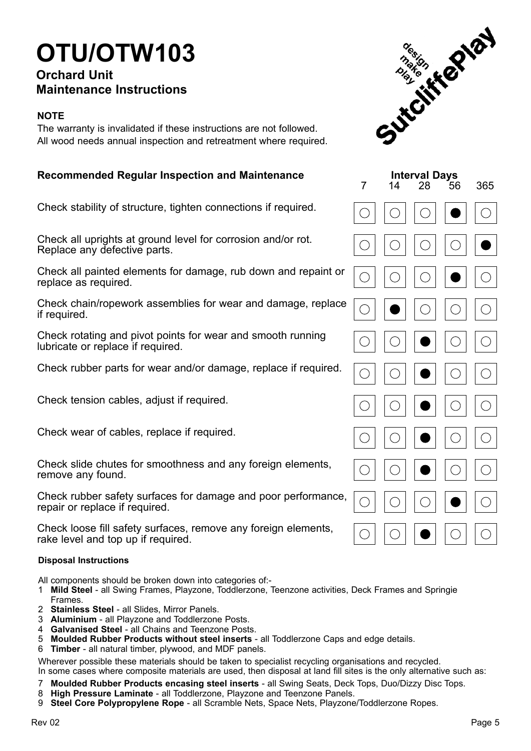# OTU/OTW103

## Orchard Unit
## Maintenance Instructions

**NOTE**

The warranty is invalidated if these instructions are not followed.
All wood needs annual inspection and retreatment where required.

design make play SutcliffePlay

### Recommended Regular Inspection and Maintenance

| | Interval Days 7 | 14 | 28 | 56 | 365 |
|---|---|---|---|---|---|
| Check stability of structure, tighten connections if required. | ○ | ○ | ○ | ● | ○ |
| Check all uprights at ground level for corrosion and/or rot. Replace any defective parts. | ○ | ○ | ○ | ○ | ● |
| Check all painted elements for damage, rub down and repaint or replace as required. | ○ | ○ | ○ | ● | ○ |
| Check chain/ropework assemblies for wear and damage, replace if required. | ○ | ● | ○ | ○ | ○ |
| Check rotating and pivot points for wear and smooth running lubricate or replace if required. | ○ | ○ | ● | ○ | ○ |
| Check rubber parts for wear and/or damage, replace if required. | ○ | ○ | ● | ○ | ○ |
| Check tension cables, adjust if required. | ○ | ○ | ● | ○ | ○ |
| Check wear of cables, replace if required. | ○ | ○ | ● | ○ | ○ |
| Check slide chutes for smoothness and any foreign elements, remove any found. | ○ | ○ | ● | ○ | ○ |
| Check rubber safety surfaces for damage and poor performance, repair or replace if required. | ○ | ○ | ○ | ● | ○ |
| Check loose fill safety surfaces, remove any foreign elements, rake level and top up if required. | ○ | ○ | ● | ○ | ○ |

#### Disposal Instructions

All components should be broken down into categories of:-

1. **Mild Steel** - all Swing Frames, Playzone, Toddlerzone, Teenzone activities, Deck Frames and Springie Frames.
2. **Stainless Steel** - all Slides, Mirror Panels.
3. **Aluminium** - all Playzone and Toddlerzone Posts.
4. **Galvanised Steel** - all Chains and Teenzone Posts.
5. **Moulded Rubber Products without steel inserts** - all Toddlerzone Caps and edge details.
6. **Timber** - all natural timber, plywood, and MDF panels.

Wherever possible these materials should be taken to specialist recycling organisations and recycled.
In some cases where composite materials are used, then disposal at land fill sites is the only alternative such as:

7. **Moulded Rubber Products encasing steel inserts** - all Swing Seats, Deck Tops, Duo/Dizzy Disc Tops.
8. **High Pressure Laminate** - all Toddlerzone, Playzone and Teenzone Panels.
9. **Steel Core Polypropylene Rope** - all Scramble Nets, Space Nets, Playzone/Toddlerzone Ropes.

Rev 02